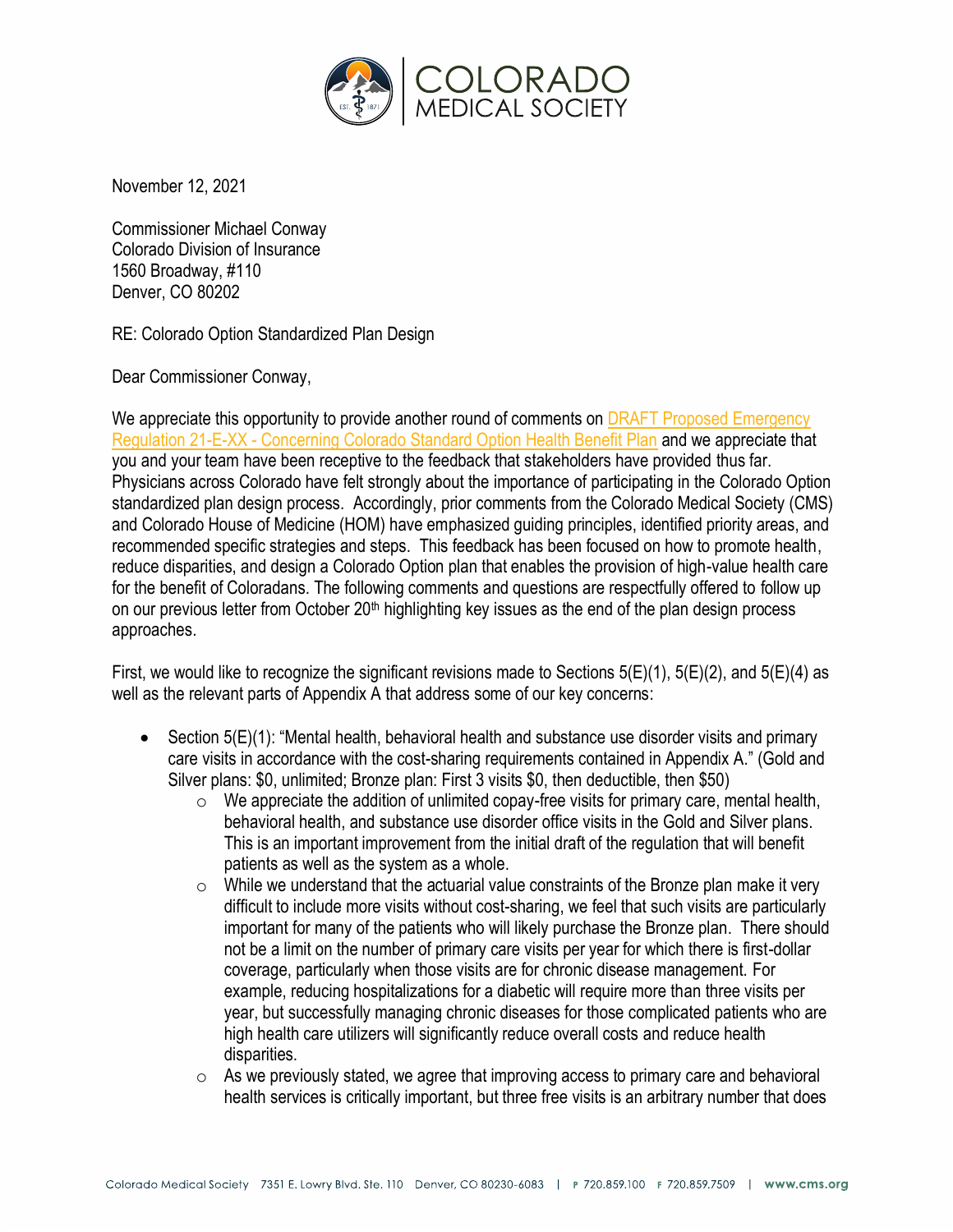November 12, 2021

Commissioner Michael Conway
Colorado Division of Insurance
1560 Broadway, #110
Denver, CO 80202

RE: Colorado Option Standardized Plan Design

Dear Commissioner Conway,

We appreciate this opportunity to provide another round of comments on DRAFT Proposed Emergency Regulation 21-E-XX - Concerning Colorado Standard Option Health Benefit Plan and we appreciate that you and your team have been receptive to the feedback that stakeholders have provided thus far. Physicians across Colorado have felt strongly about the importance of participating in the Colorado Option standardized plan design process. Accordingly, prior comments from the Colorado Medical Society (CMS) and Colorado House of Medicine (HOM) have emphasized guiding principles, identified priority areas, and recommended specific strategies and steps. This feedback has been focused on how to promote health, reduce disparities, and design a Colorado Option plan that enables the provision of high-value health care for the benefit of Coloradans. The following comments and questions are respectfully offered to follow up on our previous letter from October 20th highlighting key issues as the end of the plan design process approaches.

First, we would like to recognize the significant revisions made to Sections 5(E)(1), 5(E)(2), and 5(E)(4) as well as the relevant parts of Appendix A that address some of our key concerns:

- Section 5(E)(1): "Mental health, behavioral health and substance use disorder visits and primary care visits in accordance with the cost-sharing requirements contained in Appendix A." (Gold and Silver plans: $0, unlimited; Bronze plan: First 3 visits $0, then deductible, then $50)
  - We appreciate the addition of unlimited copay-free visits for primary care, mental health, behavioral health, and substance use disorder office visits in the Gold and Silver plans. This is an important improvement from the initial draft of the regulation that will benefit patients as well as the system as a whole.
  - While we understand that the actuarial value constraints of the Bronze plan make it very difficult to include more visits without cost-sharing, we feel that such visits are particularly important for many of the patients who will likely purchase the Bronze plan. There should not be a limit on the number of primary care visits per year for which there is first-dollar coverage, particularly when those visits are for chronic disease management. For example, reducing hospitalizations for a diabetic will require more than three visits per year, but successfully managing chronic diseases for those complicated patients who are high health care utilizers will significantly reduce overall costs and reduce health disparities.
  - As we previously stated, we agree that improving access to primary care and behavioral health services is critically important, but three free visits is an arbitrary number that does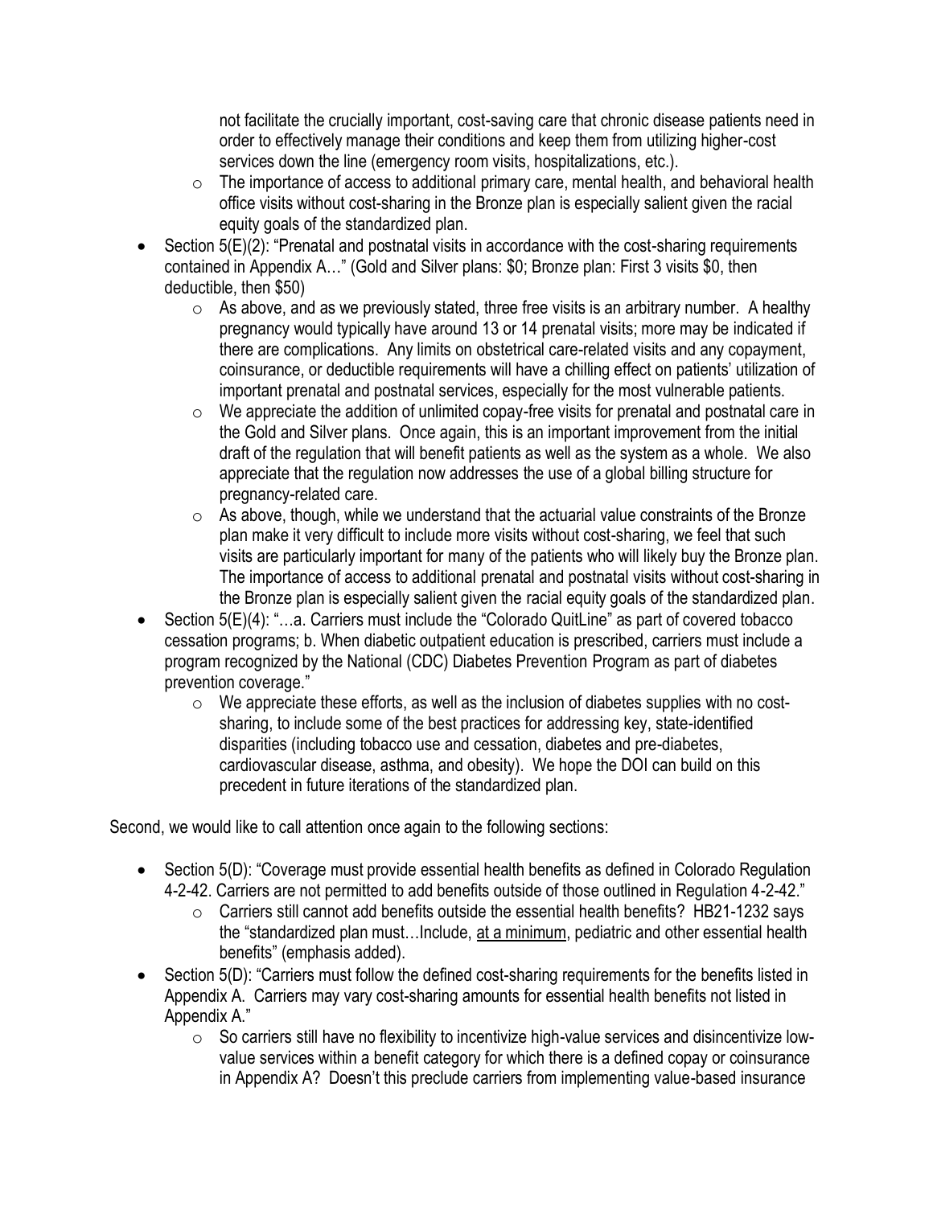not facilitate the crucially important, cost-saving care that chronic disease patients need in order to effectively manage their conditions and keep them from utilizing higher-cost services down the line (emergency room visits, hospitalizations, etc.).
    - The importance of access to additional primary care, mental health, and behavioral health office visits without cost-sharing in the Bronze plan is especially salient given the racial equity goals of the standardized plan.
- Section 5(E)(2): "Prenatal and postnatal visits in accordance with the cost-sharing requirements contained in Appendix A…" (Gold and Silver plans: $0; Bronze plan: First 3 visits $0, then deductible, then $50)
    - As above, and as we previously stated, three free visits is an arbitrary number. A healthy pregnancy would typically have around 13 or 14 prenatal visits; more may be indicated if there are complications. Any limits on obstetrical care-related visits and any copayment, coinsurance, or deductible requirements will have a chilling effect on patients' utilization of important prenatal and postnatal services, especially for the most vulnerable patients.
    - We appreciate the addition of unlimited copay-free visits for prenatal and postnatal care in the Gold and Silver plans. Once again, this is an important improvement from the initial draft of the regulation that will benefit patients as well as the system as a whole. We also appreciate that the regulation now addresses the use of a global billing structure for pregnancy-related care.
    - As above, though, while we understand that the actuarial value constraints of the Bronze plan make it very difficult to include more visits without cost-sharing, we feel that such visits are particularly important for many of the patients who will likely buy the Bronze plan. The importance of access to additional prenatal and postnatal visits without cost-sharing in the Bronze plan is especially salient given the racial equity goals of the standardized plan.
- Section 5(E)(4): "…a. Carriers must include the "Colorado QuitLine" as part of covered tobacco cessation programs; b. When diabetic outpatient education is prescribed, carriers must include a program recognized by the National (CDC) Diabetes Prevention Program as part of diabetes prevention coverage."
    - We appreciate these efforts, as well as the inclusion of diabetes supplies with no cost-sharing, to include some of the best practices for addressing key, state-identified disparities (including tobacco use and cessation, diabetes and pre-diabetes, cardiovascular disease, asthma, and obesity). We hope the DOI can build on this precedent in future iterations of the standardized plan.

Second, we would like to call attention once again to the following sections:

- Section 5(D): "Coverage must provide essential health benefits as defined in Colorado Regulation 4-2-42. Carriers are not permitted to add benefits outside of those outlined in Regulation 4-2-42."
    - Carriers still cannot add benefits outside the essential health benefits? HB21-1232 says the "standardized plan must…Include, <u>at a minimum</u>, pediatric and other essential health benefits" (emphasis added).
- Section 5(D): "Carriers must follow the defined cost-sharing requirements for the benefits listed in Appendix A. Carriers may vary cost-sharing amounts for essential health benefits not listed in Appendix A."
    - So carriers still have no flexibility to incentivize high-value services and disincentivize low-value services within a benefit category for which there is a defined copay or coinsurance in Appendix A? Doesn't this preclude carriers from implementing value-based insurance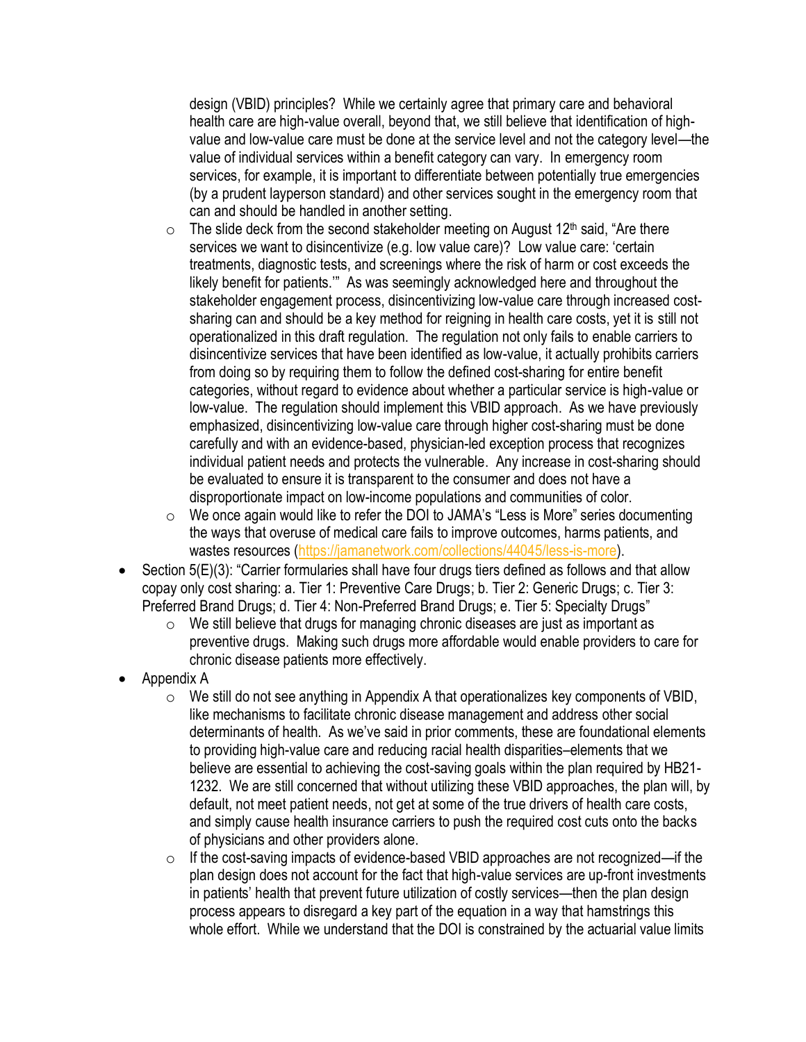design (VBID) principles? While we certainly agree that primary care and behavioral health care are high-value overall, beyond that, we still believe that identification of high-value and low-value care must be done at the service level and not the category level—the value of individual services within a benefit category can vary. In emergency room services, for example, it is important to differentiate between potentially true emergencies (by a prudent layperson standard) and other services sought in the emergency room that can and should be handled in another setting.

    - The slide deck from the second stakeholder meeting on August 12th said, "Are there services we want to disincentivize (e.g. low value care)? Low value care: 'certain treatments, diagnostic tests, and screenings where the risk of harm or cost exceeds the likely benefit for patients.'" As was seemingly acknowledged here and throughout the stakeholder engagement process, disincentivizing low-value care through increased cost-sharing can and should be a key method for reigning in health care costs, yet it is still not operationalized in this draft regulation. The regulation not only fails to enable carriers to disincentivize services that have been identified as low-value, it actually prohibits carriers from doing so by requiring them to follow the defined cost-sharing for entire benefit categories, without regard to evidence about whether a particular service is high-value or low-value. The regulation should implement this VBID approach. As we have previously emphasized, disincentivizing low-value care through higher cost-sharing must be done carefully and with an evidence-based, physician-led exception process that recognizes individual patient needs and protects the vulnerable. Any increase in cost-sharing should be evaluated to ensure it is transparent to the consumer and does not have a disproportionate impact on low-income populations and communities of color.
    - We once again would like to refer the DOI to JAMA's "Less is More" series documenting the ways that overuse of medical care fails to improve outcomes, harms patients, and wastes resources (https://jamanetwork.com/collections/44045/less-is-more).

- Section 5(E)(3): "Carrier formularies shall have four drugs tiers defined as follows and that allow copay only cost sharing: a. Tier 1: Preventive Care Drugs; b. Tier 2: Generic Drugs; c. Tier 3: Preferred Brand Drugs; d. Tier 4: Non-Preferred Brand Drugs; e. Tier 5: Specialty Drugs"
    - We still believe that drugs for managing chronic diseases are just as important as preventive drugs. Making such drugs more affordable would enable providers to care for chronic disease patients more effectively.
- Appendix A
    - We still do not see anything in Appendix A that operationalizes key components of VBID, like mechanisms to facilitate chronic disease management and address other social determinants of health. As we've said in prior comments, these are foundational elements to providing high-value care and reducing racial health disparities–elements that we believe are essential to achieving the cost-saving goals within the plan required by HB21-1232. We are still concerned that without utilizing these VBID approaches, the plan will, by default, not meet patient needs, not get at some of the true drivers of health care costs, and simply cause health insurance carriers to push the required cost cuts onto the backs of physicians and other providers alone.
    - If the cost-saving impacts of evidence-based VBID approaches are not recognized—if the plan design does not account for the fact that high-value services are up-front investments in patients' health that prevent future utilization of costly services—then the plan design process appears to disregard a key part of the equation in a way that hamstrings this whole effort. While we understand that the DOI is constrained by the actuarial value limits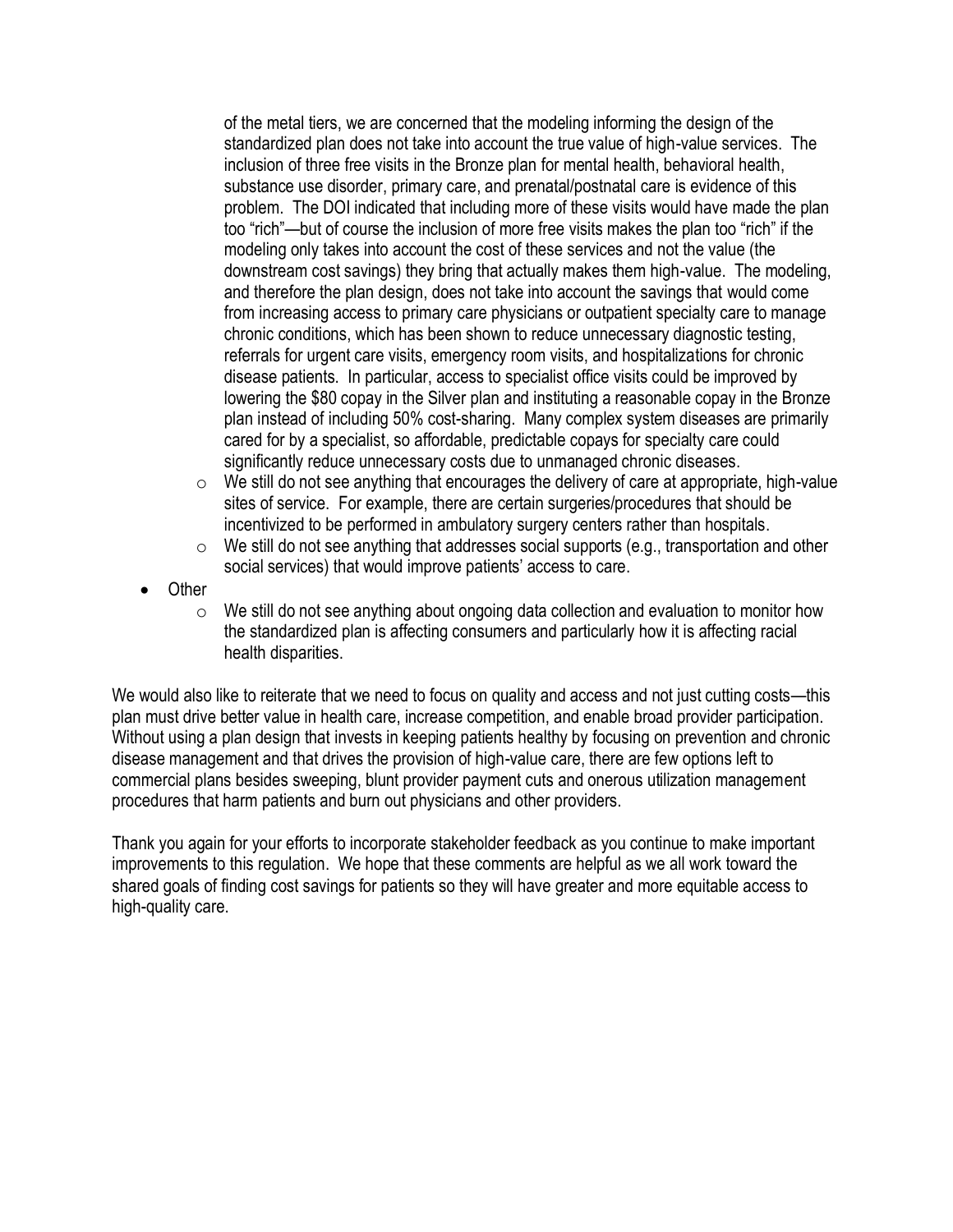of the metal tiers, we are concerned that the modeling informing the design of the standardized plan does not take into account the true value of high-value services. The inclusion of three free visits in the Bronze plan for mental health, behavioral health, substance use disorder, primary care, and prenatal/postnatal care is evidence of this problem. The DOI indicated that including more of these visits would have made the plan too "rich"—but of course the inclusion of more free visits makes the plan too "rich" if the modeling only takes into account the cost of these services and not the value (the downstream cost savings) they bring that actually makes them high-value. The modeling, and therefore the plan design, does not take into account the savings that would come from increasing access to primary care physicians or outpatient specialty care to manage chronic conditions, which has been shown to reduce unnecessary diagnostic testing, referrals for urgent care visits, emergency room visits, and hospitalizations for chronic disease patients. In particular, access to specialist office visits could be improved by lowering the $80 copay in the Silver plan and instituting a reasonable copay in the Bronze plan instead of including 50% cost-sharing. Many complex system diseases are primarily cared for by a specialist, so affordable, predictable copays for specialty care could significantly reduce unnecessary costs due to unmanaged chronic diseases.

  - We still do not see anything that encourages the delivery of care at appropriate, high-value sites of service. For example, there are certain surgeries/procedures that should be incentivized to be performed in ambulatory surgery centers rather than hospitals.
  - We still do not see anything that addresses social supports (e.g., transportation and other social services) that would improve patients' access to care.

- Other
  - We still do not see anything about ongoing data collection and evaluation to monitor how the standardized plan is affecting consumers and particularly how it is affecting racial health disparities.

We would also like to reiterate that we need to focus on quality and access and not just cutting costs—this plan must drive better value in health care, increase competition, and enable broad provider participation. Without using a plan design that invests in keeping patients healthy by focusing on prevention and chronic disease management and that drives the provision of high-value care, there are few options left to commercial plans besides sweeping, blunt provider payment cuts and onerous utilization management procedures that harm patients and burn out physicians and other providers.

Thank you again for your efforts to incorporate stakeholder feedback as you continue to make important improvements to this regulation. We hope that these comments are helpful as we all work toward the shared goals of finding cost savings for patients so they will have greater and more equitable access to high-quality care.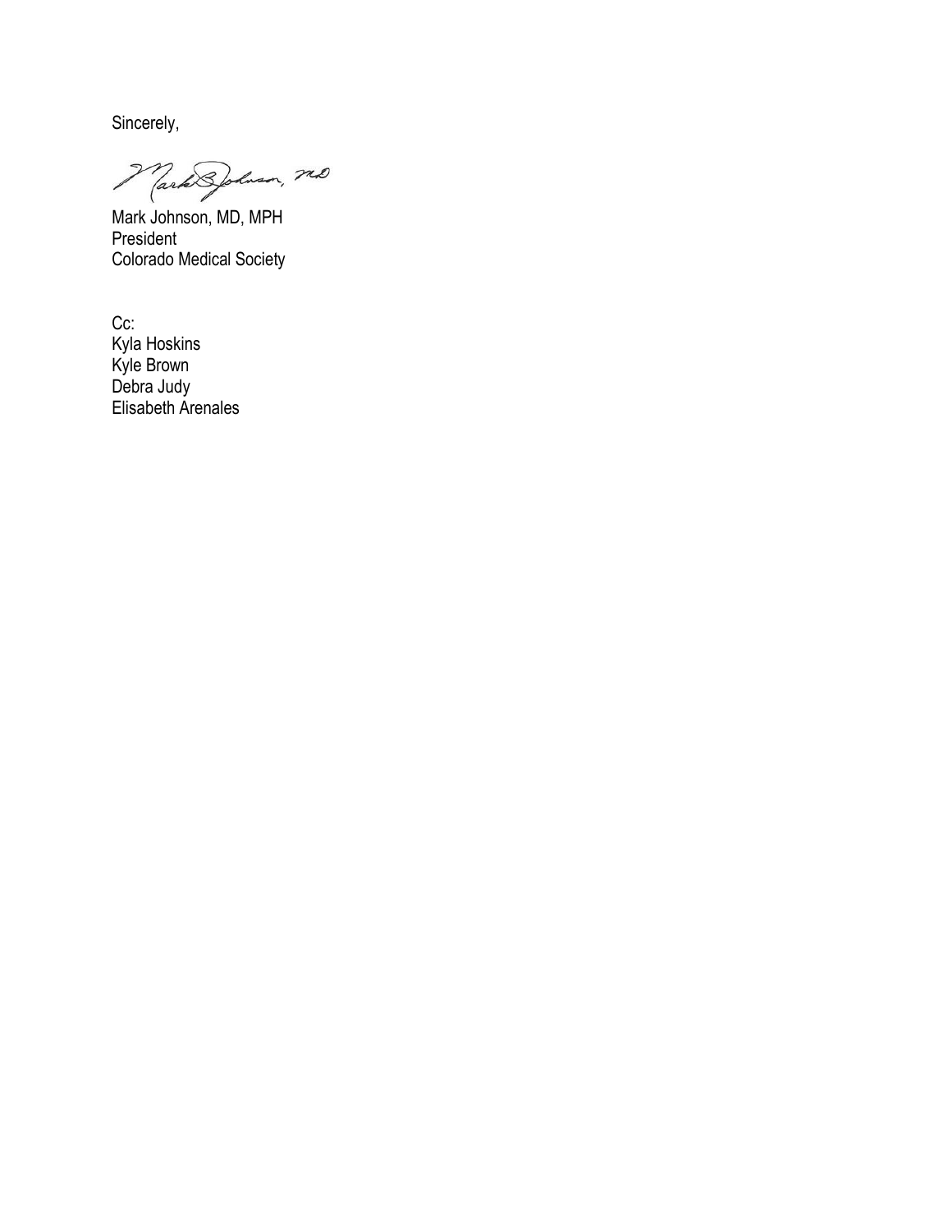Sincerely,

Mark Johnson, MD, MPH
President
Colorado Medical Society

Cc:
Kyla Hoskins
Kyle Brown
Debra Judy
Elisabeth Arenales